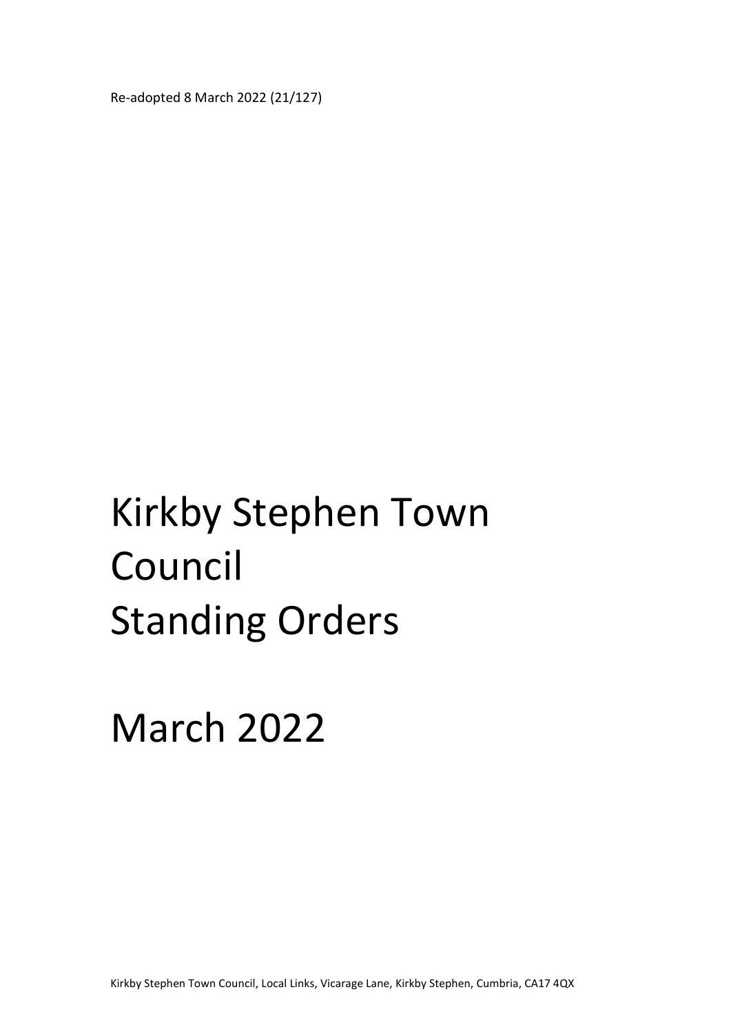Re-adopted 8 March 2022 (21/127)

# Kirkby Stephen Town Council
# Standing Orders

# March 2022

Kirkby Stephen Town Council, Local Links, Vicarage Lane, Kirkby Stephen, Cumbria, CA17 4QX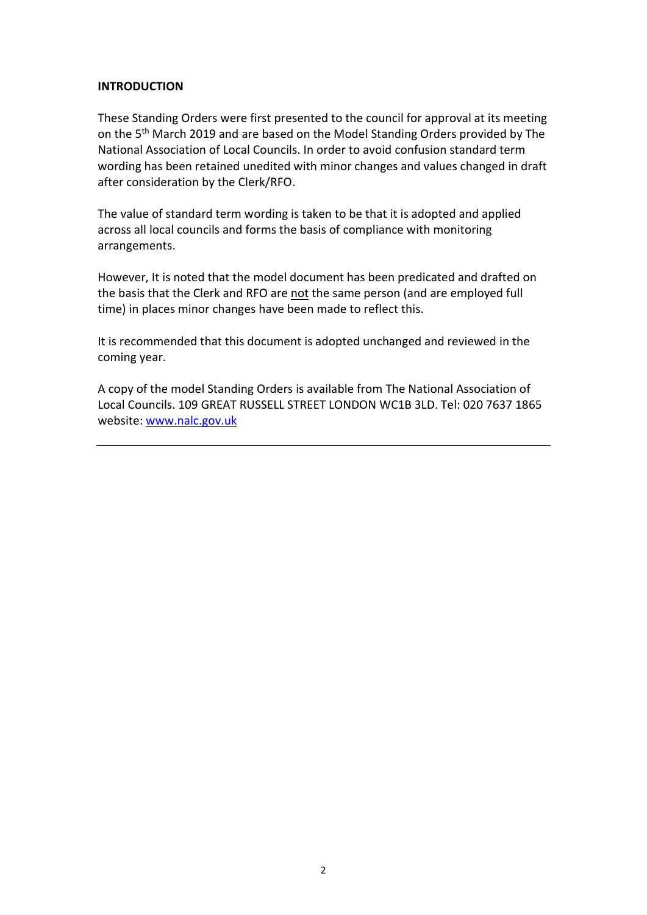**INTRODUCTION**

These Standing Orders were first presented to the council for approval at its meeting on the 5th March 2019 and are based on the Model Standing Orders provided by The National Association of Local Councils. In order to avoid confusion standard term wording has been retained unedited with minor changes and values changed in draft after consideration by the Clerk/RFO.

The value of standard term wording is taken to be that it is adopted and applied across all local councils and forms the basis of compliance with monitoring arrangements.

However, It is noted that the model document has been predicated and drafted on the basis that the Clerk and RFO are <u>not</u> the same person (and are employed full time) in places minor changes have been made to reflect this.

It is recommended that this document is adopted unchanged and reviewed in the coming year.

A copy of the model Standing Orders is available from The National Association of Local Councils. 109 GREAT RUSSELL STREET LONDON WC1B 3LD. Tel: 020 7637 1865 website: [www.nalc.gov.uk](http://www.nalc.gov.uk)

---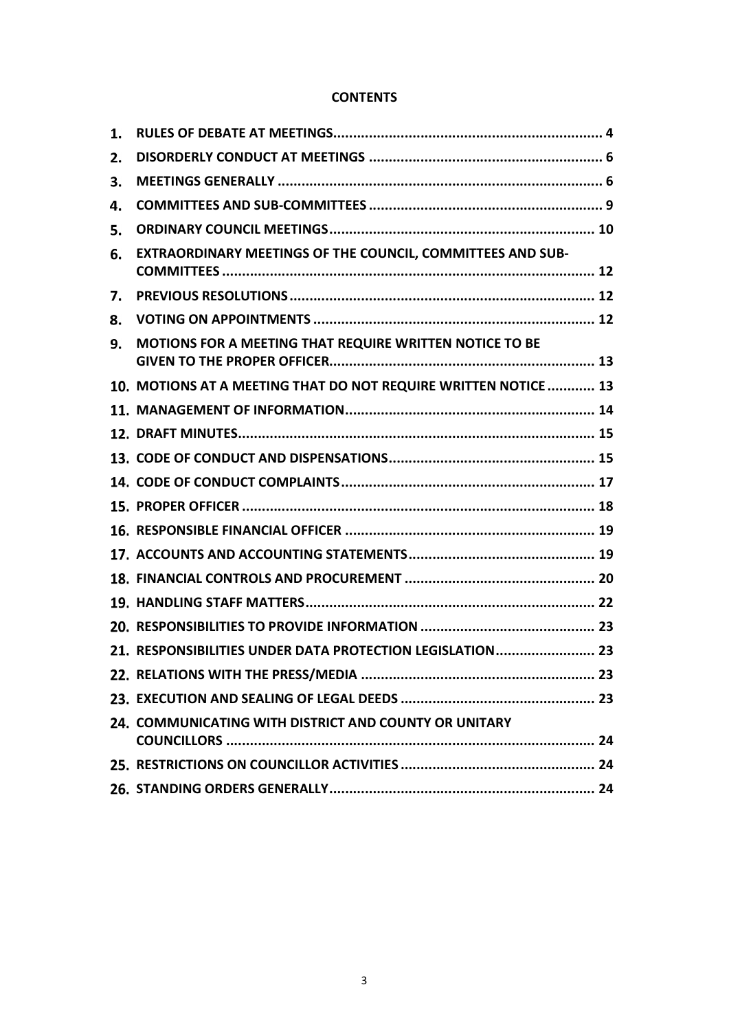**CONTENTS**

1. **RULES OF DEBATE AT MEETINGS** .......... 4
2. **DISORDERLY CONDUCT AT MEETINGS** .......... 6
3. **MEETINGS GENERALLY** .......... 6
4. **COMMITTEES AND SUB-COMMITTEES** .......... 9
5. **ORDINARY COUNCIL MEETINGS** .......... 10
6. **EXTRAORDINARY MEETINGS OF THE COUNCIL, COMMITTEES AND SUB-COMMITTEES** .......... 12
7. **PREVIOUS RESOLUTIONS** .......... 12
8. **VOTING ON APPOINTMENTS** .......... 12
9. **MOTIONS FOR A MEETING THAT REQUIRE WRITTEN NOTICE TO BE GIVEN TO THE PROPER OFFICER** .......... 13
10. **MOTIONS AT A MEETING THAT DO NOT REQUIRE WRITTEN NOTICE** .......... 13
11. **MANAGEMENT OF INFORMATION** .......... 14
12. **DRAFT MINUTES** .......... 15
13. **CODE OF CONDUCT AND DISPENSATIONS** .......... 15
14. **CODE OF CONDUCT COMPLAINTS** .......... 17
15. **PROPER OFFICER** .......... 18
16. **RESPONSIBLE FINANCIAL OFFICER** .......... 19
17. **ACCOUNTS AND ACCOUNTING STATEMENTS** .......... 19
18. **FINANCIAL CONTROLS AND PROCUREMENT** .......... 20
19. **HANDLING STAFF MATTERS** .......... 22
20. **RESPONSIBILITIES TO PROVIDE INFORMATION** .......... 23
21. **RESPONSIBILITIES UNDER DATA PROTECTION LEGISLATION** .......... 23
22. **RELATIONS WITH THE PRESS/MEDIA** .......... 23
23. **EXECUTION AND SEALING OF LEGAL DEEDS** .......... 23
24. **COMMUNICATING WITH DISTRICT AND COUNTY OR UNITARY COUNCILLORS** .......... 24
25. **RESTRICTIONS ON COUNCILLOR ACTIVITIES** .......... 24
26. **STANDING ORDERS GENERALLY** .......... 24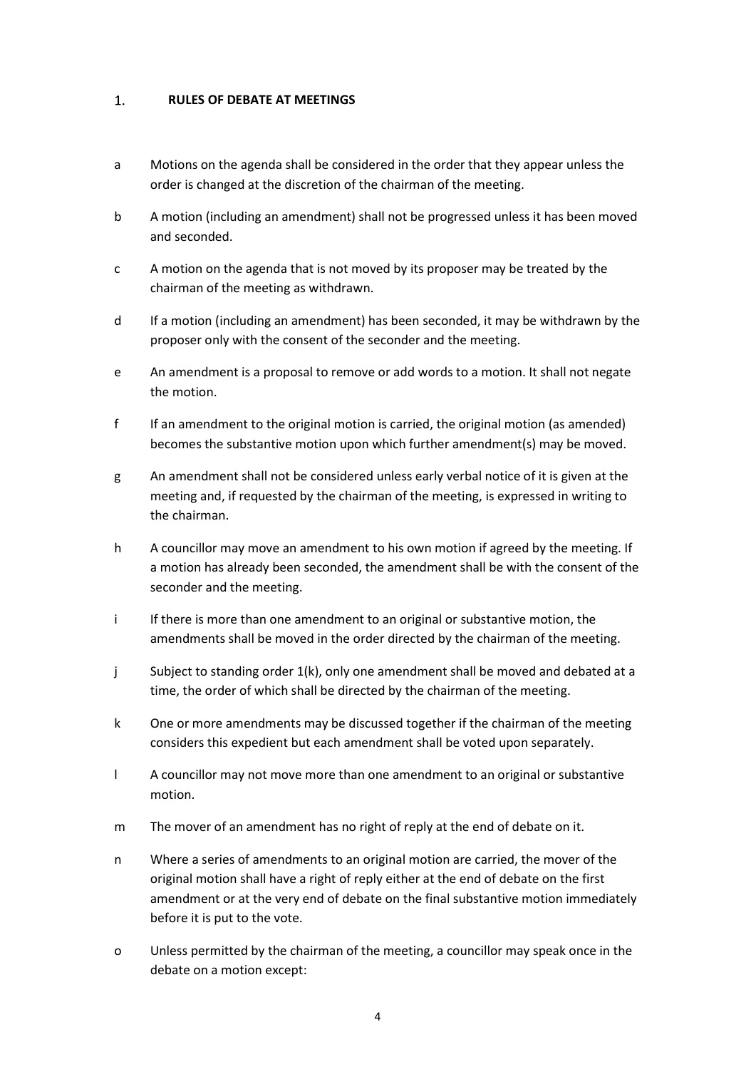## 1. RULES OF DEBATE AT MEETINGS

a  Motions on the agenda shall be considered in the order that they appear unless the order is changed at the discretion of the chairman of the meeting.

b  A motion (including an amendment) shall not be progressed unless it has been moved and seconded.

c  A motion on the agenda that is not moved by its proposer may be treated by the chairman of the meeting as withdrawn.

d  If a motion (including an amendment) has been seconded, it may be withdrawn by the proposer only with the consent of the seconder and the meeting.

e  An amendment is a proposal to remove or add words to a motion. It shall not negate the motion.

f  If an amendment to the original motion is carried, the original motion (as amended) becomes the substantive motion upon which further amendment(s) may be moved.

g  An amendment shall not be considered unless early verbal notice of it is given at the meeting and, if requested by the chairman of the meeting, is expressed in writing to the chairman.

h  A councillor may move an amendment to his own motion if agreed by the meeting. If a motion has already been seconded, the amendment shall be with the consent of the seconder and the meeting.

i  If there is more than one amendment to an original or substantive motion, the amendments shall be moved in the order directed by the chairman of the meeting.

j  Subject to standing order 1(k), only one amendment shall be moved and debated at a time, the order of which shall be directed by the chairman of the meeting.

k  One or more amendments may be discussed together if the chairman of the meeting considers this expedient but each amendment shall be voted upon separately.

l  A councillor may not move more than one amendment to an original or substantive motion.

m  The mover of an amendment has no right of reply at the end of debate on it.

n  Where a series of amendments to an original motion are carried, the mover of the original motion shall have a right of reply either at the end of debate on the first amendment or at the very end of debate on the final substantive motion immediately before it is put to the vote.

o  Unless permitted by the chairman of the meeting, a councillor may speak once in the debate on a motion except: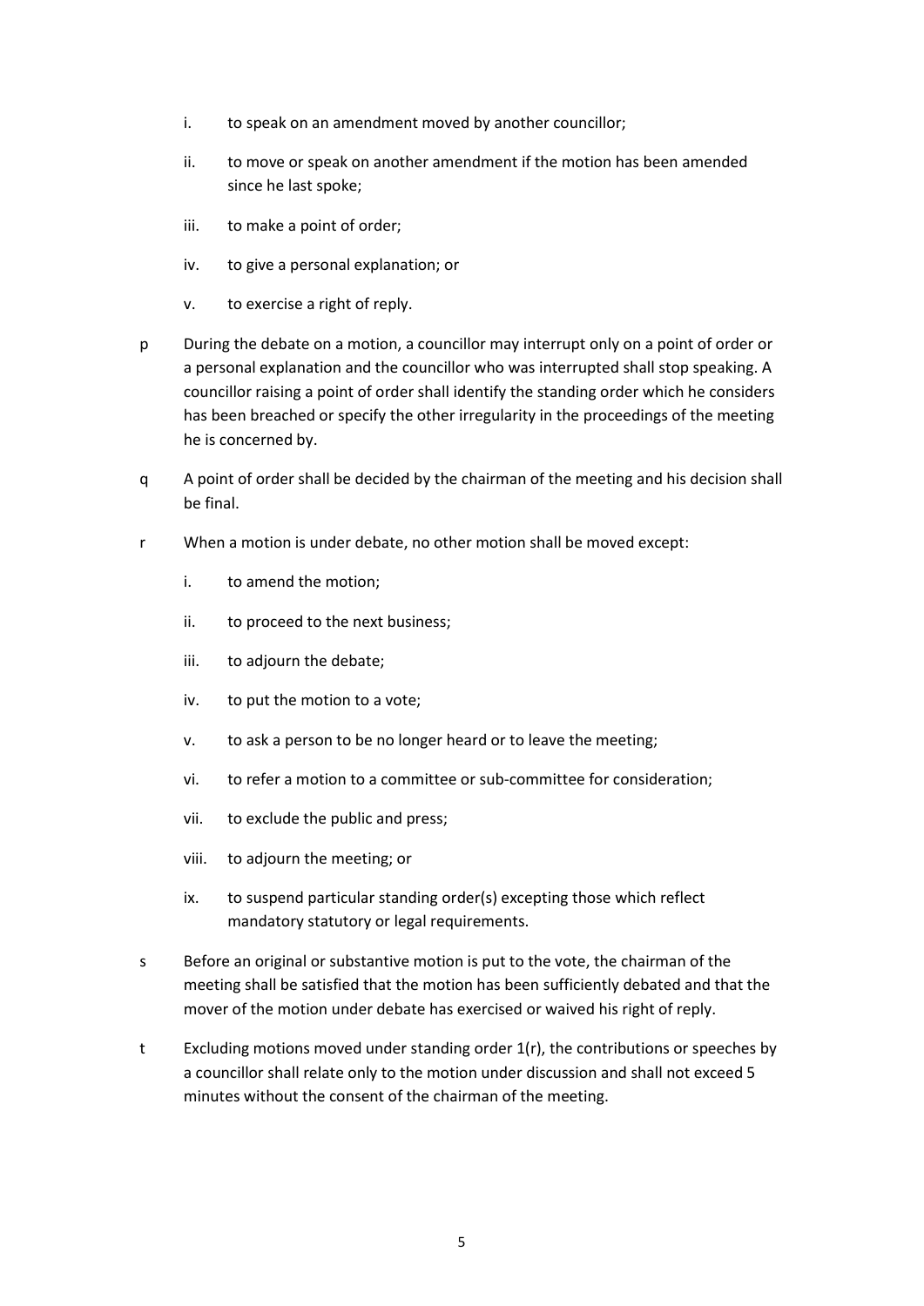i. to speak on an amendment moved by another councillor;

ii. to move or speak on another amendment if the motion has been amended since he last spoke;

iii. to make a point of order;

iv. to give a personal explanation; or

v. to exercise a right of reply.

p During the debate on a motion, a councillor may interrupt only on a point of order or a personal explanation and the councillor who was interrupted shall stop speaking. A councillor raising a point of order shall identify the standing order which he considers has been breached or specify the other irregularity in the proceedings of the meeting he is concerned by.

q A point of order shall be decided by the chairman of the meeting and his decision shall be final.

r When a motion is under debate, no other motion shall be moved except:

i. to amend the motion;

ii. to proceed to the next business;

iii. to adjourn the debate;

iv. to put the motion to a vote;

v. to ask a person to be no longer heard or to leave the meeting;

vi. to refer a motion to a committee or sub-committee for consideration;

vii. to exclude the public and press;

viii. to adjourn the meeting; or

ix. to suspend particular standing order(s) excepting those which reflect mandatory statutory or legal requirements.

s Before an original or substantive motion is put to the vote, the chairman of the meeting shall be satisfied that the motion has been sufficiently debated and that the mover of the motion under debate has exercised or waived his right of reply.

t Excluding motions moved under standing order 1(r), the contributions or speeches by a councillor shall relate only to the motion under discussion and shall not exceed 5 minutes without the consent of the chairman of the meeting.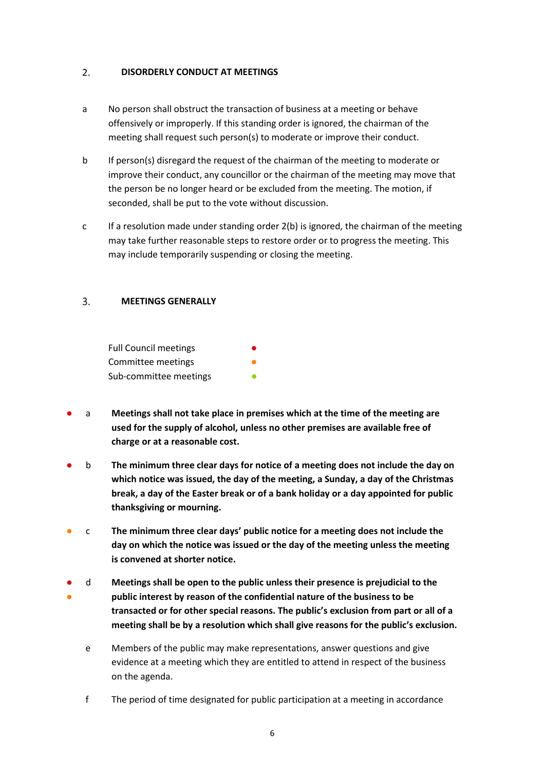## 2. DISORDERLY CONDUCT AT MEETINGS

a No person shall obstruct the transaction of business at a meeting or behave offensively or improperly. If this standing order is ignored, the chairman of the meeting shall request such person(s) to moderate or improve their conduct.

b If person(s) disregard the request of the chairman of the meeting to moderate or improve their conduct, any councillor or the chairman of the meeting may move that the person be no longer heard or be excluded from the meeting. The motion, if seconded, shall be put to the vote without discussion.

c If a resolution made under standing order 2(b) is ignored, the chairman of the meeting may take further reasonable steps to restore order or to progress the meeting. This may include temporarily suspending or closing the meeting.

## 3. MEETINGS GENERALLY

| | |
|---|---|
| Full Council meetings | ● (red) |
| Committee meetings | ● (orange) |
| Sub-committee meetings | ● (green) |

● (red) a **Meetings shall not take place in premises which at the time of the meeting are used for the supply of alcohol, unless no other premises are available free of charge or at a reasonable cost.**

● (red) b **The minimum three clear days for notice of a meeting does not include the day on which notice was issued, the day of the meeting, a Sunday, a day of the Christmas break, a day of the Easter break or of a bank holiday or a day appointed for public thanksgiving or mourning.**

● (orange) c **The minimum three clear days' public notice for a meeting does not include the day on which the notice was issued or the day of the meeting unless the meeting is convened at shorter notice.**

● (red) ● (orange) d **Meetings shall be open to the public unless their presence is prejudicial to the public interest by reason of the confidential nature of the business to be transacted or for other special reasons. The public's exclusion from part or all of a meeting shall be by a resolution which shall give reasons for the public's exclusion.**

e Members of the public may make representations, answer questions and give evidence at a meeting which they are entitled to attend in respect of the business on the agenda.

f The period of time designated for public participation at a meeting in accordance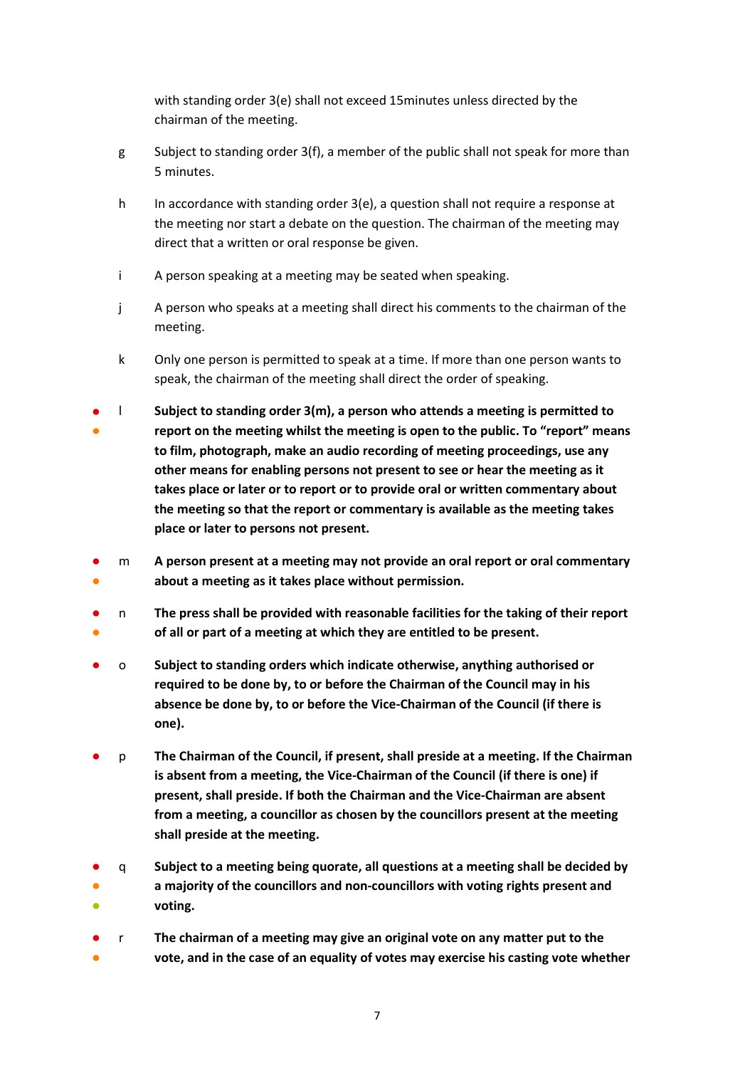with standing order 3(e) shall not exceed 15minutes unless directed by the chairman of the meeting.

g Subject to standing order 3(f), a member of the public shall not speak for more than 5 minutes.

h In accordance with standing order 3(e), a question shall not require a response at the meeting nor start a debate on the question. The chairman of the meeting may direct that a written or oral response be given.

i A person speaking at a meeting may be seated when speaking.

j A person who speaks at a meeting shall direct his comments to the chairman of the meeting.

k Only one person is permitted to speak at a time. If more than one person wants to speak, the chairman of the meeting shall direct the order of speaking.

● ● l **Subject to standing order 3(m), a person who attends a meeting is permitted to report on the meeting whilst the meeting is open to the public. To "report" means to film, photograph, make an audio recording of meeting proceedings, use any other means for enabling persons not present to see or hear the meeting as it takes place or later or to report or to provide oral or written commentary about the meeting so that the report or commentary is available as the meeting takes place or later to persons not present.**

● ● m **A person present at a meeting may not provide an oral report or oral commentary about a meeting as it takes place without permission.**

● ● n **The press shall be provided with reasonable facilities for the taking of their report of all or part of a meeting at which they are entitled to be present.**

● o **Subject to standing orders which indicate otherwise, anything authorised or required to be done by, to or before the Chairman of the Council may in his absence be done by, to or before the Vice-Chairman of the Council (if there is one).**

● p **The Chairman of the Council, if present, shall preside at a meeting. If the Chairman is absent from a meeting, the Vice-Chairman of the Council (if there is one) if present, shall preside. If both the Chairman and the Vice-Chairman are absent from a meeting, a councillor as chosen by the councillors present at the meeting shall preside at the meeting.**

● ● ● q **Subject to a meeting being quorate, all questions at a meeting shall be decided by a majority of the councillors and non-councillors with voting rights present and voting.**

● ● r **The chairman of a meeting may give an original vote on any matter put to the vote, and in the case of an equality of votes may exercise his casting vote whether**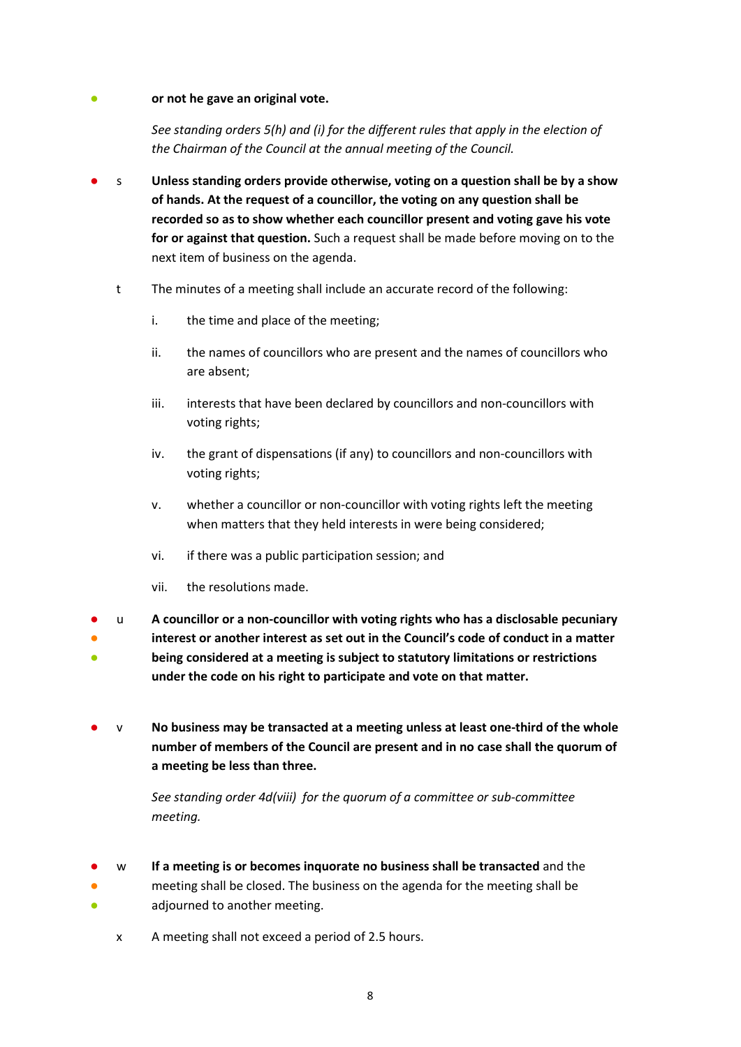**or not he gave an original vote.**

*See standing orders 5(h) and (i) for the different rules that apply in the election of the Chairman of the Council at the annual meeting of the Council.*

s **Unless standing orders provide otherwise, voting on a question shall be by a show of hands. At the request of a councillor, the voting on any question shall be recorded so as to show whether each councillor present and voting gave his vote for or against that question.** Such a request shall be made before moving on to the next item of business on the agenda.

t The minutes of a meeting shall include an accurate record of the following:

i. the time and place of the meeting;

ii. the names of councillors who are present and the names of councillors who are absent;

iii. interests that have been declared by councillors and non-councillors with voting rights;

iv. the grant of dispensations (if any) to councillors and non-councillors with voting rights;

v. whether a councillor or non-councillor with voting rights left the meeting when matters that they held interests in were being considered;

vi. if there was a public participation session; and

vii. the resolutions made.

u **A councillor or a non-councillor with voting rights who has a disclosable pecuniary interest or another interest as set out in the Council's code of conduct in a matter being considered at a meeting is subject to statutory limitations or restrictions under the code on his right to participate and vote on that matter.**

v **No business may be transacted at a meeting unless at least one-third of the whole number of members of the Council are present and in no case shall the quorum of a meeting be less than three.**

*See standing order 4d(viii) for the quorum of a committee or sub-committee meeting.*

w **If a meeting is or becomes inquorate no business shall be transacted** and the meeting shall be closed. The business on the agenda for the meeting shall be adjourned to another meeting.

x A meeting shall not exceed a period of 2.5 hours.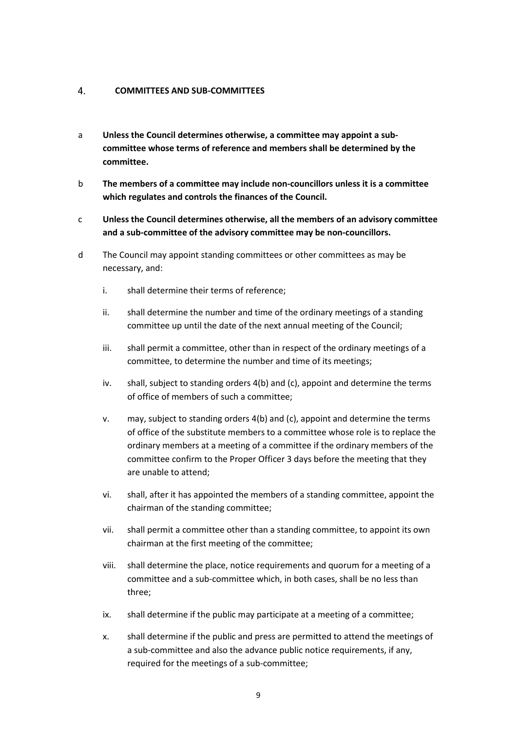## 4. COMMITTEES AND SUB-COMMITTEES

a **Unless the Council determines otherwise, a committee may appoint a sub-committee whose terms of reference and members shall be determined by the committee.**

b **The members of a committee may include non-councillors unless it is a committee which regulates and controls the finances of the Council.**

c **Unless the Council determines otherwise, all the members of an advisory committee and a sub-committee of the advisory committee may be non-councillors.**

d The Council may appoint standing committees or other committees as may be necessary, and:

i. shall determine their terms of reference;

ii. shall determine the number and time of the ordinary meetings of a standing committee up until the date of the next annual meeting of the Council;

iii. shall permit a committee, other than in respect of the ordinary meetings of a committee, to determine the number and time of its meetings;

iv. shall, subject to standing orders 4(b) and (c), appoint and determine the terms of office of members of such a committee;

v. may, subject to standing orders 4(b) and (c), appoint and determine the terms of office of the substitute members to a committee whose role is to replace the ordinary members at a meeting of a committee if the ordinary members of the committee confirm to the Proper Officer 3 days before the meeting that they are unable to attend;

vi. shall, after it has appointed the members of a standing committee, appoint the chairman of the standing committee;

vii. shall permit a committee other than a standing committee, to appoint its own chairman at the first meeting of the committee;

viii. shall determine the place, notice requirements and quorum for a meeting of a committee and a sub-committee which, in both cases, shall be no less than three;

ix. shall determine if the public may participate at a meeting of a committee;

x. shall determine if the public and press are permitted to attend the meetings of a sub-committee and also the advance public notice requirements, if any, required for the meetings of a sub-committee;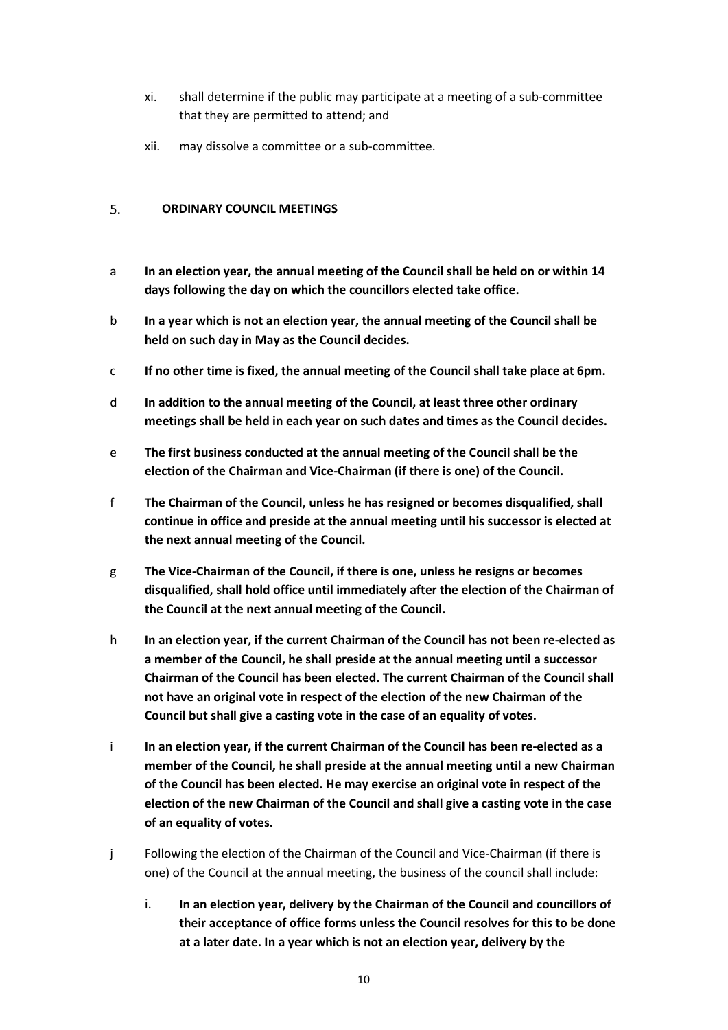xi. shall determine if the public may participate at a meeting of a sub-committee that they are permitted to attend; and

xii. may dissolve a committee or a sub-committee.

## 5. ORDINARY COUNCIL MEETINGS

a **In an election year, the annual meeting of the Council shall be held on or within 14 days following the day on which the councillors elected take office.**

b **In a year which is not an election year, the annual meeting of the Council shall be held on such day in May as the Council decides.**

c **If no other time is fixed, the annual meeting of the Council shall take place at 6pm.**

d **In addition to the annual meeting of the Council, at least three other ordinary meetings shall be held in each year on such dates and times as the Council decides.**

e **The first business conducted at the annual meeting of the Council shall be the election of the Chairman and Vice-Chairman (if there is one) of the Council.**

f **The Chairman of the Council, unless he has resigned or becomes disqualified, shall continue in office and preside at the annual meeting until his successor is elected at the next annual meeting of the Council.**

g **The Vice-Chairman of the Council, if there is one, unless he resigns or becomes disqualified, shall hold office until immediately after the election of the Chairman of the Council at the next annual meeting of the Council.**

h **In an election year, if the current Chairman of the Council has not been re-elected as a member of the Council, he shall preside at the annual meeting until a successor Chairman of the Council has been elected. The current Chairman of the Council shall not have an original vote in respect of the election of the new Chairman of the Council but shall give a casting vote in the case of an equality of votes.**

i **In an election year, if the current Chairman of the Council has been re-elected as a member of the Council, he shall preside at the annual meeting until a new Chairman of the Council has been elected. He may exercise an original vote in respect of the election of the new Chairman of the Council and shall give a casting vote in the case of an equality of votes.**

j Following the election of the Chairman of the Council and Vice-Chairman (if there is one) of the Council at the annual meeting, the business of the council shall include:

i. **In an election year, delivery by the Chairman of the Council and councillors of their acceptance of office forms unless the Council resolves for this to be done at a later date. In a year which is not an election year, delivery by the**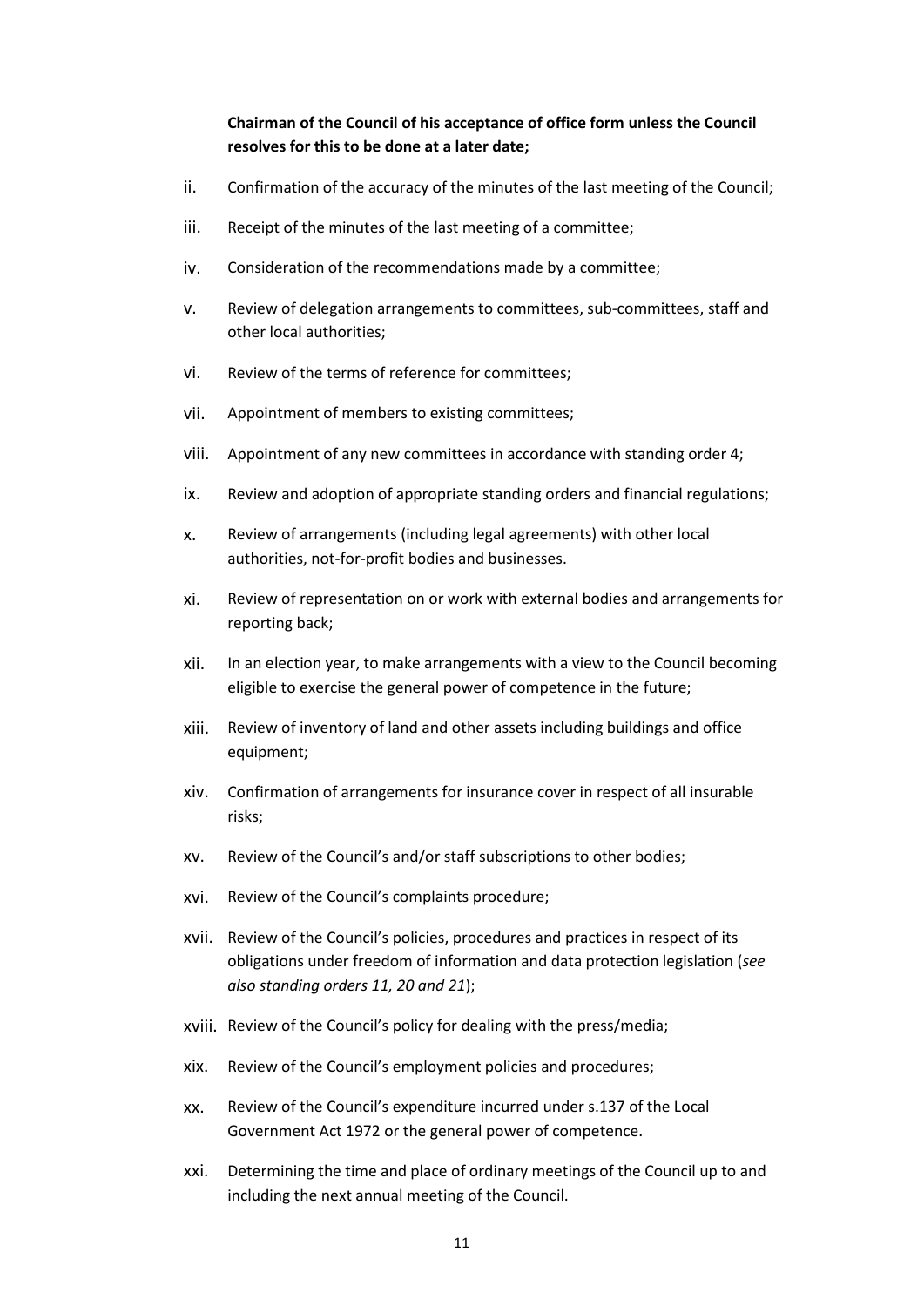**Chairman of the Council of his acceptance of office form unless the Council resolves for this to be done at a later date;**

ii. Confirmation of the accuracy of the minutes of the last meeting of the Council;

iii. Receipt of the minutes of the last meeting of a committee;

iv. Consideration of the recommendations made by a committee;

v. Review of delegation arrangements to committees, sub-committees, staff and other local authorities;

vi. Review of the terms of reference for committees;

vii. Appointment of members to existing committees;

viii. Appointment of any new committees in accordance with standing order 4;

ix. Review and adoption of appropriate standing orders and financial regulations;

x. Review of arrangements (including legal agreements) with other local authorities, not-for-profit bodies and businesses.

xi. Review of representation on or work with external bodies and arrangements for reporting back;

xii. In an election year, to make arrangements with a view to the Council becoming eligible to exercise the general power of competence in the future;

xiii. Review of inventory of land and other assets including buildings and office equipment;

xiv. Confirmation of arrangements for insurance cover in respect of all insurable risks;

xv. Review of the Council's and/or staff subscriptions to other bodies;

xvi. Review of the Council's complaints procedure;

xvii. Review of the Council's policies, procedures and practices in respect of its obligations under freedom of information and data protection legislation (*see also standing orders 11, 20 and 21*);

xviii. Review of the Council's policy for dealing with the press/media;

xix. Review of the Council's employment policies and procedures;

xx. Review of the Council's expenditure incurred under s.137 of the Local Government Act 1972 or the general power of competence.

xxi. Determining the time and place of ordinary meetings of the Council up to and including the next annual meeting of the Council.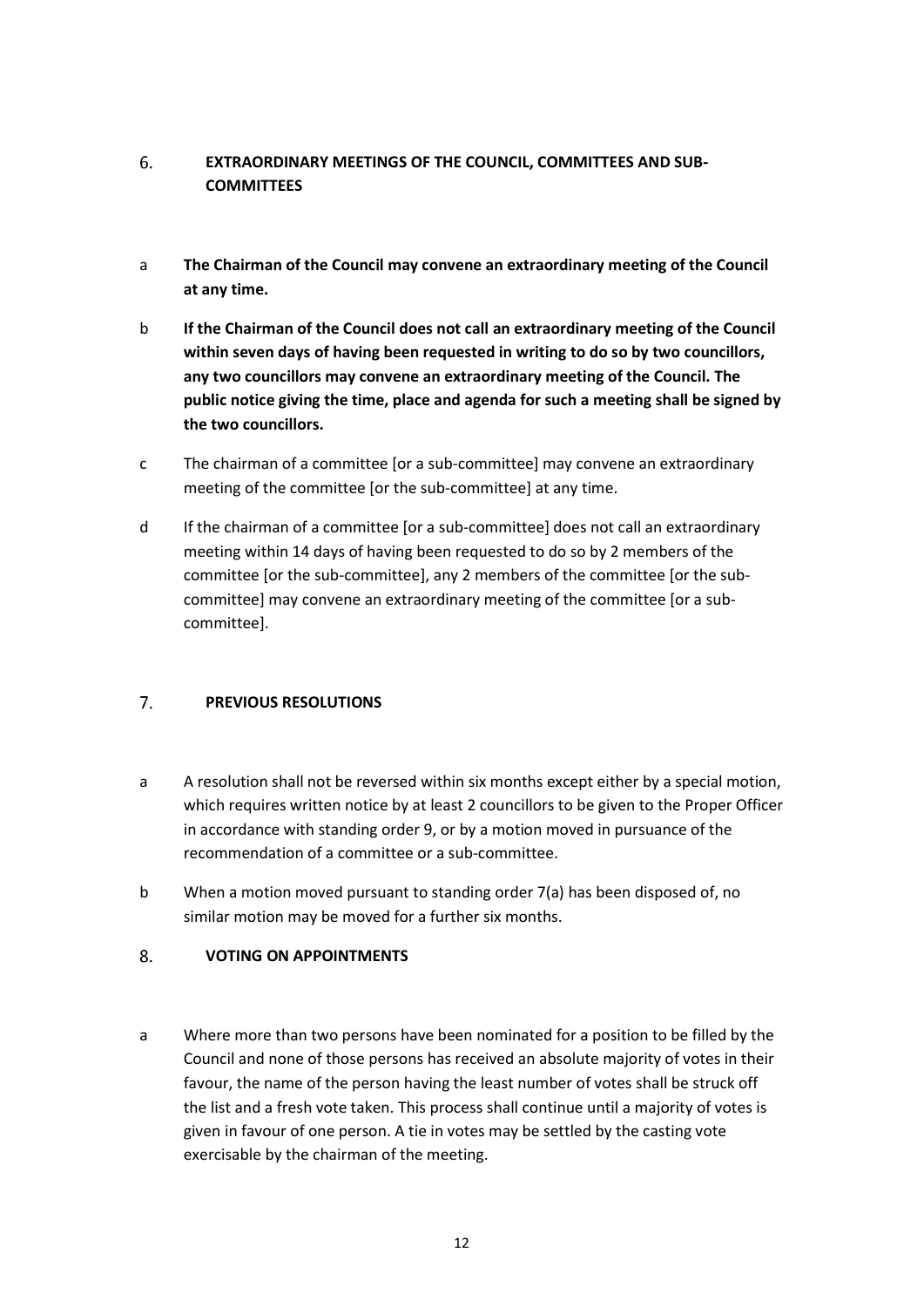## 6. EXTRAORDINARY MEETINGS OF THE COUNCIL, COMMITTEES AND SUB-COMMITTEES

a **The Chairman of the Council may convene an extraordinary meeting of the Council at any time.**

b **If the Chairman of the Council does not call an extraordinary meeting of the Council within seven days of having been requested in writing to do so by two councillors, any two councillors may convene an extraordinary meeting of the Council. The public notice giving the time, place and agenda for such a meeting shall be signed by the two councillors.**

c The chairman of a committee [or a sub-committee] may convene an extraordinary meeting of the committee [or the sub-committee] at any time.

d If the chairman of a committee [or a sub-committee] does not call an extraordinary meeting within 14 days of having been requested to do so by 2 members of the committee [or the sub-committee], any 2 members of the committee [or the sub-committee] may convene an extraordinary meeting of the committee [or a sub-committee].

## 7. PREVIOUS RESOLUTIONS

a A resolution shall not be reversed within six months except either by a special motion, which requires written notice by at least 2 councillors to be given to the Proper Officer in accordance with standing order 9, or by a motion moved in pursuance of the recommendation of a committee or a sub-committee.

b When a motion moved pursuant to standing order 7(a) has been disposed of, no similar motion may be moved for a further six months.

## 8. VOTING ON APPOINTMENTS

a Where more than two persons have been nominated for a position to be filled by the Council and none of those persons has received an absolute majority of votes in their favour, the name of the person having the least number of votes shall be struck off the list and a fresh vote taken. This process shall continue until a majority of votes is given in favour of one person. A tie in votes may be settled by the casting vote exercisable by the chairman of the meeting.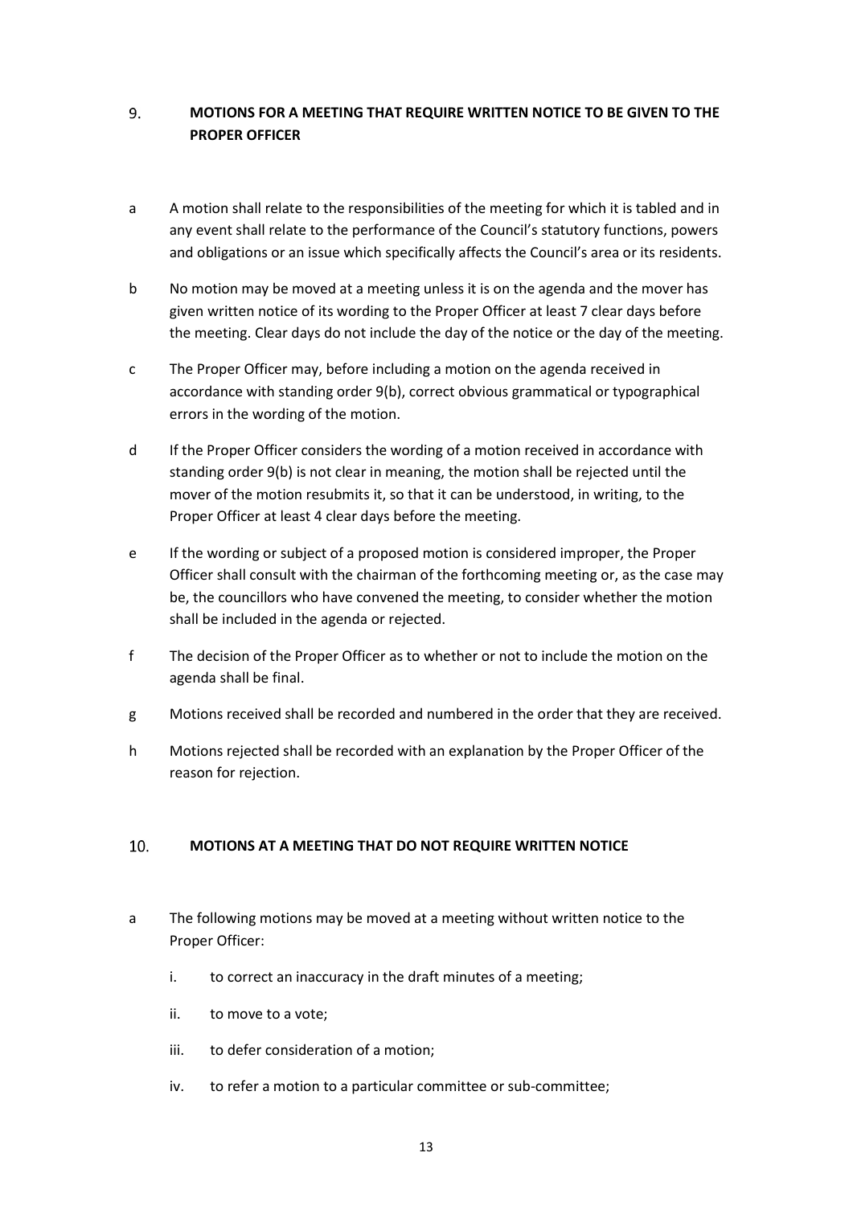## 9. MOTIONS FOR A MEETING THAT REQUIRE WRITTEN NOTICE TO BE GIVEN TO THE PROPER OFFICER

a A motion shall relate to the responsibilities of the meeting for which it is tabled and in any event shall relate to the performance of the Council's statutory functions, powers and obligations or an issue which specifically affects the Council's area or its residents.

b No motion may be moved at a meeting unless it is on the agenda and the mover has given written notice of its wording to the Proper Officer at least 7 clear days before the meeting. Clear days do not include the day of the notice or the day of the meeting.

c The Proper Officer may, before including a motion on the agenda received in accordance with standing order 9(b), correct obvious grammatical or typographical errors in the wording of the motion.

d If the Proper Officer considers the wording of a motion received in accordance with standing order 9(b) is not clear in meaning, the motion shall be rejected until the mover of the motion resubmits it, so that it can be understood, in writing, to the Proper Officer at least 4 clear days before the meeting.

e If the wording or subject of a proposed motion is considered improper, the Proper Officer shall consult with the chairman of the forthcoming meeting or, as the case may be, the councillors who have convened the meeting, to consider whether the motion shall be included in the agenda or rejected.

f The decision of the Proper Officer as to whether or not to include the motion on the agenda shall be final.

g Motions received shall be recorded and numbered in the order that they are received.

h Motions rejected shall be recorded with an explanation by the Proper Officer of the reason for rejection.

## 10. MOTIONS AT A MEETING THAT DO NOT REQUIRE WRITTEN NOTICE

a The following motions may be moved at a meeting without written notice to the Proper Officer:

  i. to correct an inaccuracy in the draft minutes of a meeting;

  ii. to move to a vote;

  iii. to defer consideration of a motion;

  iv. to refer a motion to a particular committee or sub-committee;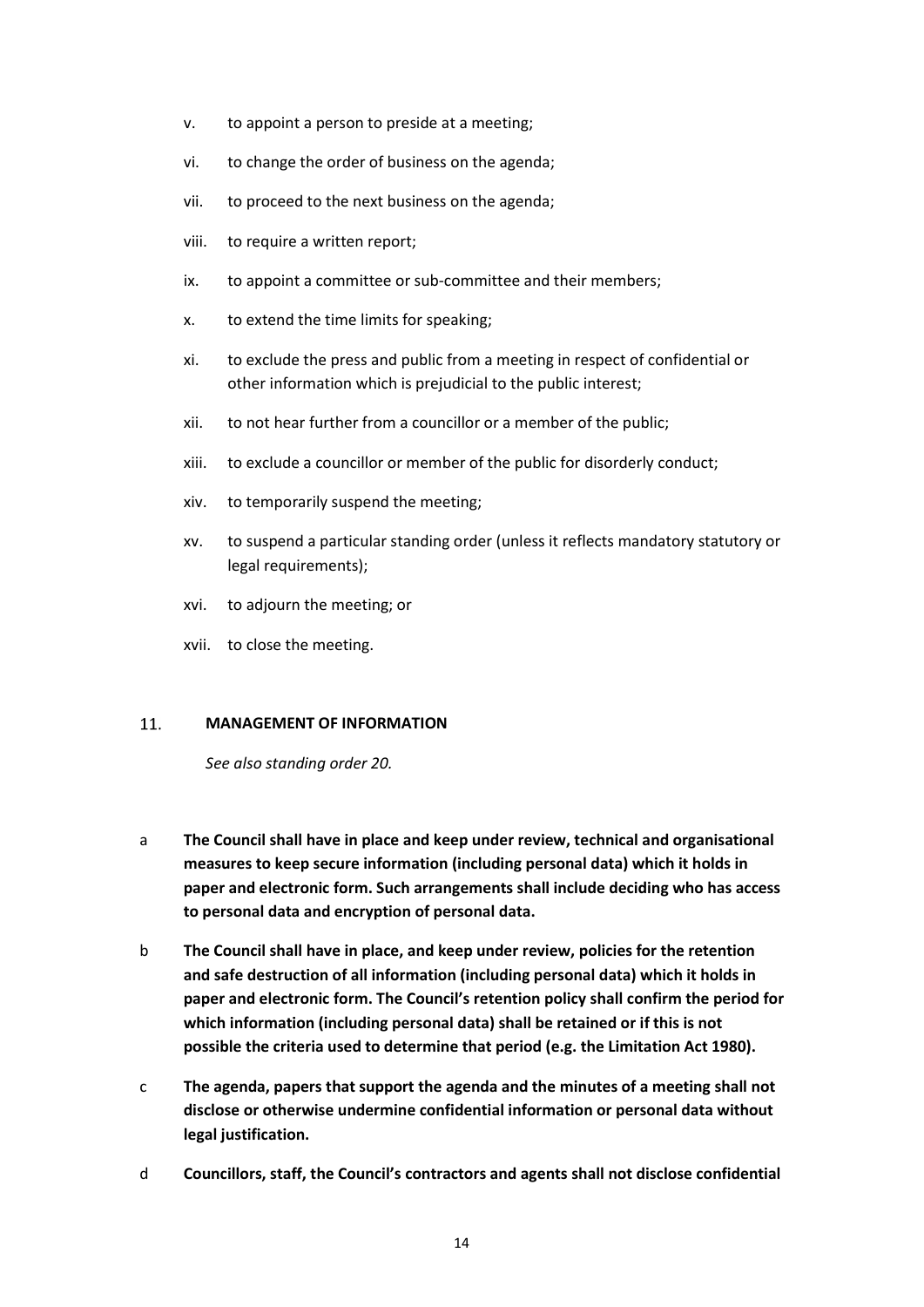v. to appoint a person to preside at a meeting;

vi. to change the order of business on the agenda;

vii. to proceed to the next business on the agenda;

viii. to require a written report;

ix. to appoint a committee or sub-committee and their members;

x. to extend the time limits for speaking;

xi. to exclude the press and public from a meeting in respect of confidential or other information which is prejudicial to the public interest;

xii. to not hear further from a councillor or a member of the public;

xiii. to exclude a councillor or member of the public for disorderly conduct;

xiv. to temporarily suspend the meeting;

xv. to suspend a particular standing order (unless it reflects mandatory statutory or legal requirements);

xvi. to adjourn the meeting; or

xvii. to close the meeting.

## 11. MANAGEMENT OF INFORMATION

*See also standing order 20.*

a **The Council shall have in place and keep under review, technical and organisational measures to keep secure information (including personal data) which it holds in paper and electronic form. Such arrangements shall include deciding who has access to personal data and encryption of personal data.**

b **The Council shall have in place, and keep under review, policies for the retention and safe destruction of all information (including personal data) which it holds in paper and electronic form. The Council's retention policy shall confirm the period for which information (including personal data) shall be retained or if this is not possible the criteria used to determine that period (e.g. the Limitation Act 1980).**

c **The agenda, papers that support the agenda and the minutes of a meeting shall not disclose or otherwise undermine confidential information or personal data without legal justification.**

d **Councillors, staff, the Council's contractors and agents shall not disclose confidential**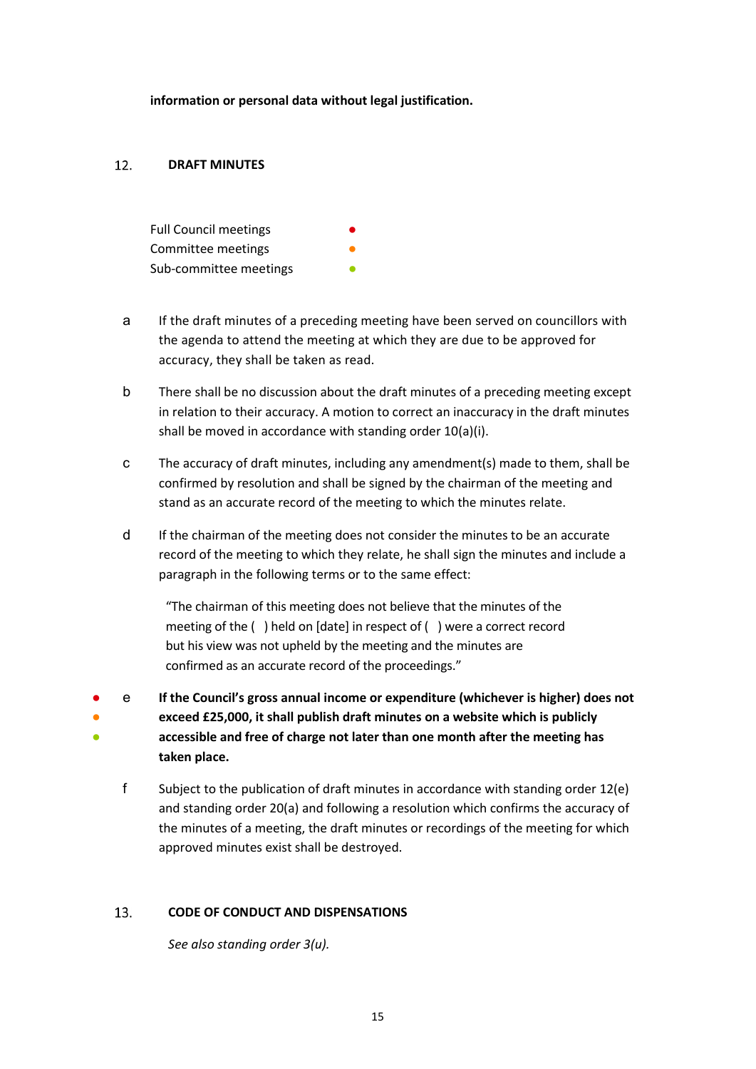**information or personal data without legal justification.**

## 12. DRAFT MINUTES

| | |
|---|---|
| Full Council meetings | ● |
| Committee meetings | ● |
| Sub-committee meetings | ● |

a If the draft minutes of a preceding meeting have been served on councillors with the agenda to attend the meeting at which they are due to be approved for accuracy, they shall be taken as read.

b There shall be no discussion about the draft minutes of a preceding meeting except in relation to their accuracy. A motion to correct an inaccuracy in the draft minutes shall be moved in accordance with standing order 10(a)(i).

c The accuracy of draft minutes, including any amendment(s) made to them, shall be confirmed by resolution and shall be signed by the chairman of the meeting and stand as an accurate record of the meeting to which the minutes relate.

d If the chairman of the meeting does not consider the minutes to be an accurate record of the meeting to which they relate, he shall sign the minutes and include a paragraph in the following terms or to the same effect:

> "The chairman of this meeting does not believe that the minutes of the meeting of the ( ) held on [date] in respect of ( ) were a correct record but his view was not upheld by the meeting and the minutes are confirmed as an accurate record of the proceedings."

● ● ● e **If the Council's gross annual income or expenditure (whichever is higher) does not exceed £25,000, it shall publish draft minutes on a website which is publicly accessible and free of charge not later than one month after the meeting has taken place.**

f Subject to the publication of draft minutes in accordance with standing order 12(e) and standing order 20(a) and following a resolution which confirms the accuracy of the minutes of a meeting, the draft minutes or recordings of the meeting for which approved minutes exist shall be destroyed.

## 13. CODE OF CONDUCT AND DISPENSATIONS

*See also standing order 3(u).*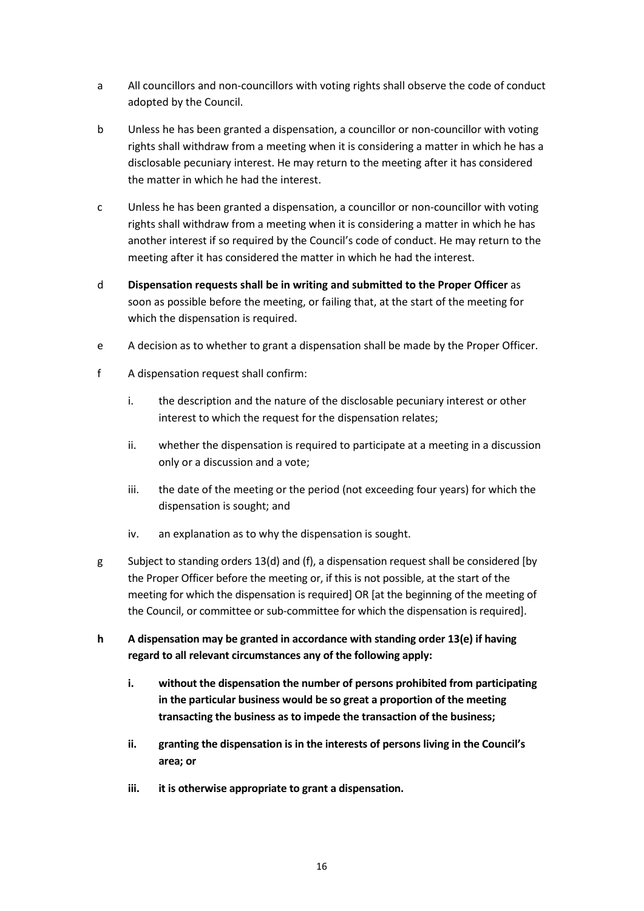a All councillors and non-councillors with voting rights shall observe the code of conduct adopted by the Council.

b Unless he has been granted a dispensation, a councillor or non-councillor with voting rights shall withdraw from a meeting when it is considering a matter in which he has a disclosable pecuniary interest. He may return to the meeting after it has considered the matter in which he had the interest.

c Unless he has been granted a dispensation, a councillor or non-councillor with voting rights shall withdraw from a meeting when it is considering a matter in which he has another interest if so required by the Council's code of conduct. He may return to the meeting after it has considered the matter in which he had the interest.

d **Dispensation requests shall be in writing and submitted to the Proper Officer** as soon as possible before the meeting, or failing that, at the start of the meeting for which the dispensation is required.

e A decision as to whether to grant a dispensation shall be made by the Proper Officer.

f A dispensation request shall confirm:

- i. the description and the nature of the disclosable pecuniary interest or other interest to which the request for the dispensation relates;
- ii. whether the dispensation is required to participate at a meeting in a discussion only or a discussion and a vote;
- iii. the date of the meeting or the period (not exceeding four years) for which the dispensation is sought; and
- iv. an explanation as to why the dispensation is sought.

g Subject to standing orders 13(d) and (f), a dispensation request shall be considered [by the Proper Officer before the meeting or, if this is not possible, at the start of the meeting for which the dispensation is required] OR [at the beginning of the meeting of the Council, or committee or sub-committee for which the dispensation is required].

**h A dispensation may be granted in accordance with standing order 13(e) if having regard to all relevant circumstances any of the following apply:**

- **i. without the dispensation the number of persons prohibited from participating in the particular business would be so great a proportion of the meeting transacting the business as to impede the transaction of the business;**
- **ii. granting the dispensation is in the interests of persons living in the Council's area; or**
- **iii. it is otherwise appropriate to grant a dispensation.**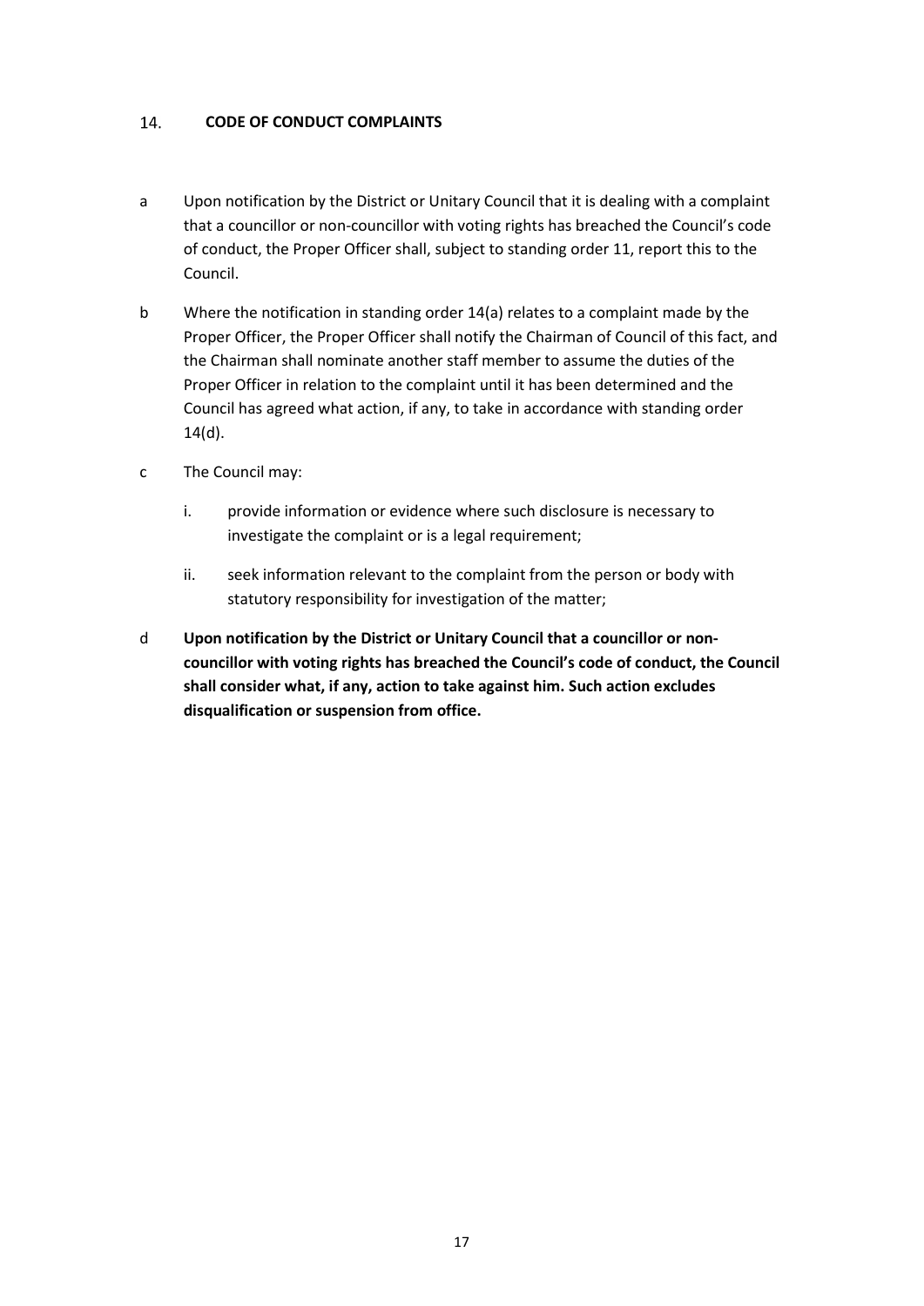## 14. CODE OF CONDUCT COMPLAINTS

a Upon notification by the District or Unitary Council that it is dealing with a complaint that a councillor or non-councillor with voting rights has breached the Council's code of conduct, the Proper Officer shall, subject to standing order 11, report this to the Council.

b Where the notification in standing order 14(a) relates to a complaint made by the Proper Officer, the Proper Officer shall notify the Chairman of Council of this fact, and the Chairman shall nominate another staff member to assume the duties of the Proper Officer in relation to the complaint until it has been determined and the Council has agreed what action, if any, to take in accordance with standing order 14(d).

c The Council may:

i. provide information or evidence where such disclosure is necessary to investigate the complaint or is a legal requirement;

ii. seek information relevant to the complaint from the person or body with statutory responsibility for investigation of the matter;

d **Upon notification by the District or Unitary Council that a councillor or non-councillor with voting rights has breached the Council's code of conduct, the Council shall consider what, if any, action to take against him. Such action excludes disqualification or suspension from office.**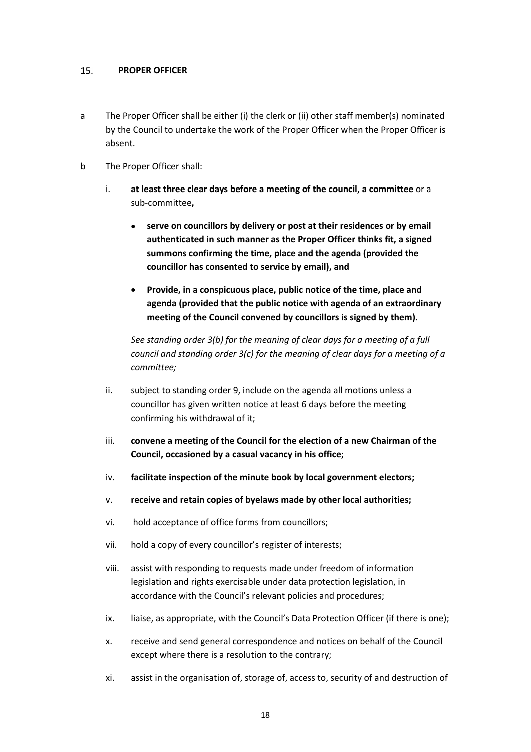## 15. **PROPER OFFICER**

a The Proper Officer shall be either (i) the clerk or (ii) other staff member(s) nominated by the Council to undertake the work of the Proper Officer when the Proper Officer is absent.

b The Proper Officer shall:

i. **at least three clear days before a meeting of the council, a committee** or a sub-committee**,**

- **serve on councillors by delivery or post at their residences or by email authenticated in such manner as the Proper Officer thinks fit, a signed summons confirming the time, place and the agenda (provided the councillor has consented to service by email), and**
- **Provide, in a conspicuous place, public notice of the time, place and agenda (provided that the public notice with agenda of an extraordinary meeting of the Council convened by councillors is signed by them).**

*See standing order 3(b) for the meaning of clear days for a meeting of a full council and standing order 3(c) for the meaning of clear days for a meeting of a committee;*

ii. subject to standing order 9, include on the agenda all motions unless a councillor has given written notice at least 6 days before the meeting confirming his withdrawal of it;

iii. **convene a meeting of the Council for the election of a new Chairman of the Council, occasioned by a casual vacancy in his office;**

iv. **facilitate inspection of the minute book by local government electors;**

v. **receive and retain copies of byelaws made by other local authorities;**

vi. hold acceptance of office forms from councillors;

vii. hold a copy of every councillor's register of interests;

viii. assist with responding to requests made under freedom of information legislation and rights exercisable under data protection legislation, in accordance with the Council's relevant policies and procedures;

ix. liaise, as appropriate, with the Council's Data Protection Officer (if there is one);

x. receive and send general correspondence and notices on behalf of the Council except where there is a resolution to the contrary;

xi. assist in the organisation of, storage of, access to, security of and destruction of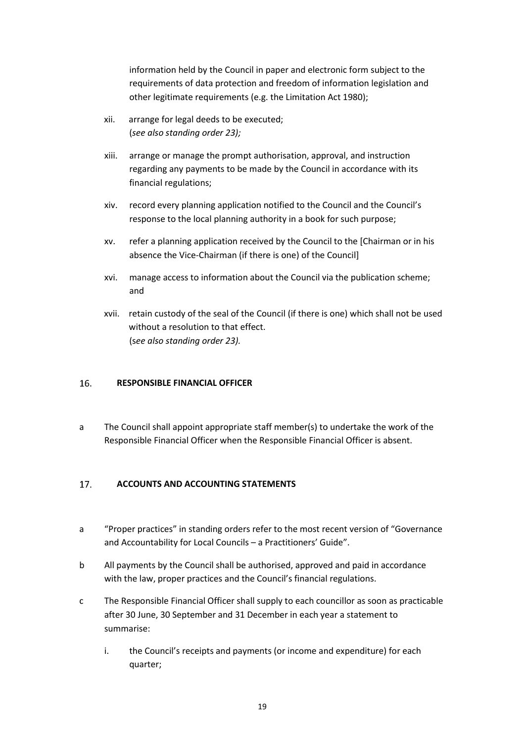information held by the Council in paper and electronic form subject to the requirements of data protection and freedom of information legislation and other legitimate requirements (e.g. the Limitation Act 1980);

xii. arrange for legal deeds to be executed;
(*see also standing order 23);*

xiii. arrange or manage the prompt authorisation, approval, and instruction regarding any payments to be made by the Council in accordance with its financial regulations;

xiv. record every planning application notified to the Council and the Council's response to the local planning authority in a book for such purpose;

xv. refer a planning application received by the Council to the [Chairman or in his absence the Vice-Chairman (if there is one) of the Council]

xvi. manage access to information about the Council via the publication scheme; and

xvii. retain custody of the seal of the Council (if there is one) which shall not be used without a resolution to that effect.
(s*ee also standing order 23).*

## 16. RESPONSIBLE FINANCIAL OFFICER

a The Council shall appoint appropriate staff member(s) to undertake the work of the Responsible Financial Officer when the Responsible Financial Officer is absent.

## 17. ACCOUNTS AND ACCOUNTING STATEMENTS

a "Proper practices" in standing orders refer to the most recent version of "Governance and Accountability for Local Councils – a Practitioners' Guide".

b All payments by the Council shall be authorised, approved and paid in accordance with the law, proper practices and the Council's financial regulations.

c The Responsible Financial Officer shall supply to each councillor as soon as practicable after 30 June, 30 September and 31 December in each year a statement to summarise:

i. the Council's receipts and payments (or income and expenditure) for each quarter;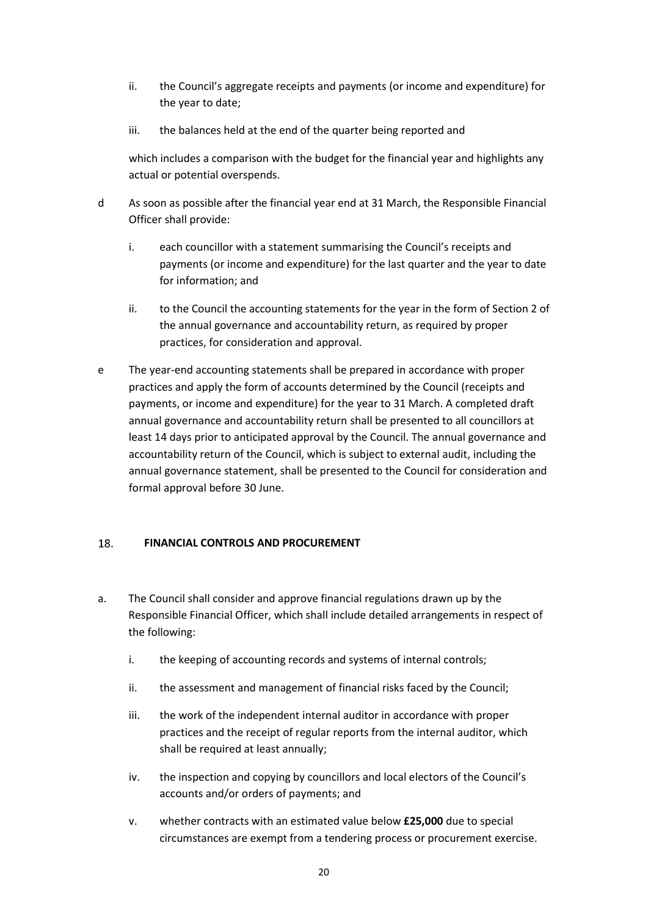ii. the Council's aggregate receipts and payments (or income and expenditure) for the year to date;

iii. the balances held at the end of the quarter being reported and

which includes a comparison with the budget for the financial year and highlights any actual or potential overspends.

d As soon as possible after the financial year end at 31 March, the Responsible Financial Officer shall provide:

i. each councillor with a statement summarising the Council's receipts and payments (or income and expenditure) for the last quarter and the year to date for information; and

ii. to the Council the accounting statements for the year in the form of Section 2 of the annual governance and accountability return, as required by proper practices, for consideration and approval.

e The year-end accounting statements shall be prepared in accordance with proper practices and apply the form of accounts determined by the Council (receipts and payments, or income and expenditure) for the year to 31 March. A completed draft annual governance and accountability return shall be presented to all councillors at least 14 days prior to anticipated approval by the Council. The annual governance and accountability return of the Council, which is subject to external audit, including the annual governance statement, shall be presented to the Council for consideration and formal approval before 30 June.

## 18. FINANCIAL CONTROLS AND PROCUREMENT

a. The Council shall consider and approve financial regulations drawn up by the Responsible Financial Officer, which shall include detailed arrangements in respect of the following:

i. the keeping of accounting records and systems of internal controls;

ii. the assessment and management of financial risks faced by the Council;

iii. the work of the independent internal auditor in accordance with proper practices and the receipt of regular reports from the internal auditor, which shall be required at least annually;

iv. the inspection and copying by councillors and local electors of the Council's accounts and/or orders of payments; and

v. whether contracts with an estimated value below **£25,000** due to special circumstances are exempt from a tendering process or procurement exercise.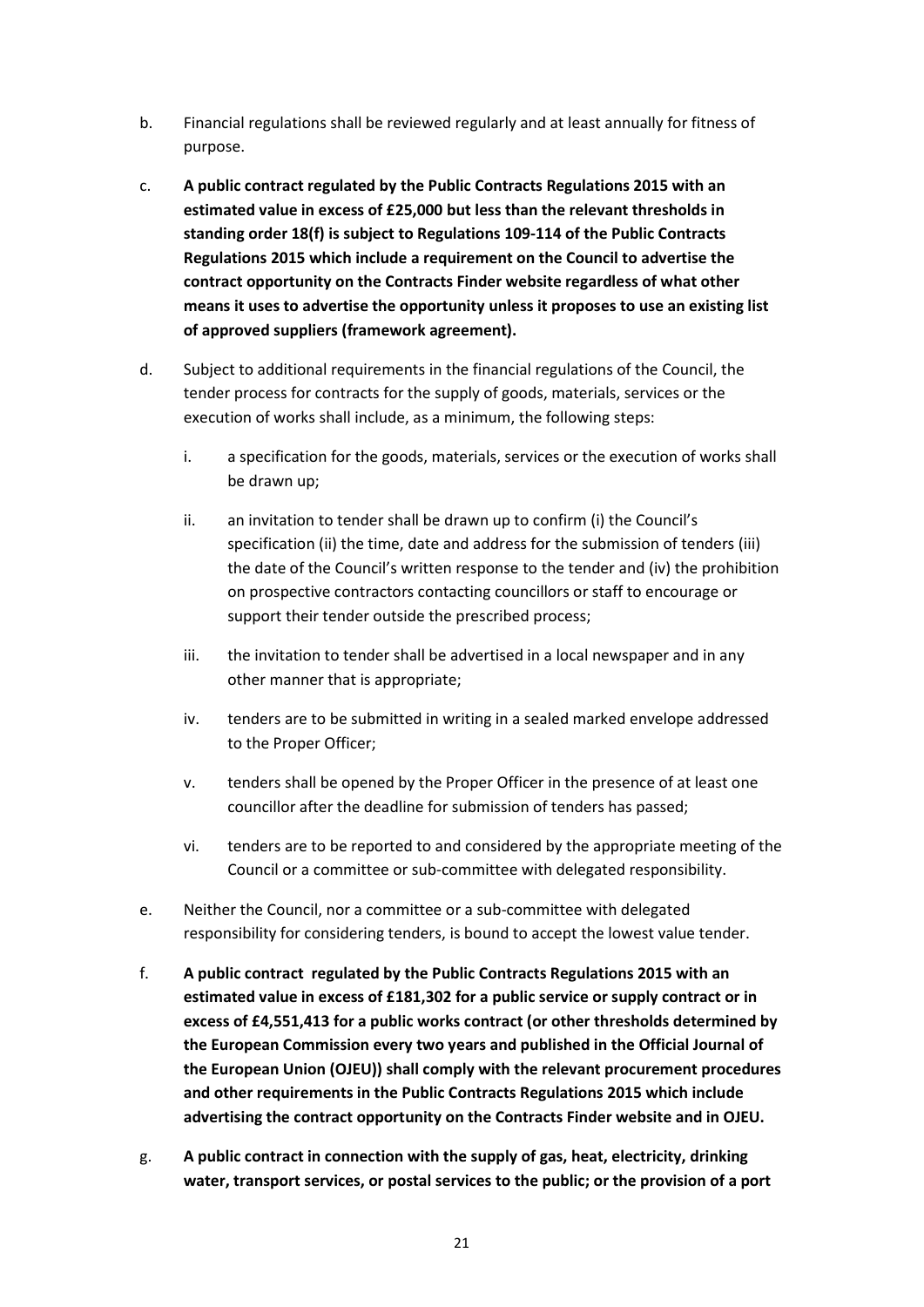b. Financial regulations shall be reviewed regularly and at least annually for fitness of purpose.

c. **A public contract regulated by the Public Contracts Regulations 2015 with an estimated value in excess of £25,000 but less than the relevant thresholds in standing order 18(f) is subject to Regulations 109-114 of the Public Contracts Regulations 2015 which include a requirement on the Council to advertise the contract opportunity on the Contracts Finder website regardless of what other means it uses to advertise the opportunity unless it proposes to use an existing list of approved suppliers (framework agreement).**

d. Subject to additional requirements in the financial regulations of the Council, the tender process for contracts for the supply of goods, materials, services or the execution of works shall include, as a minimum, the following steps:

   i. a specification for the goods, materials, services or the execution of works shall be drawn up;

   ii. an invitation to tender shall be drawn up to confirm (i) the Council's specification (ii) the time, date and address for the submission of tenders (iii) the date of the Council's written response to the tender and (iv) the prohibition on prospective contractors contacting councillors or staff to encourage or support their tender outside the prescribed process;

   iii. the invitation to tender shall be advertised in a local newspaper and in any other manner that is appropriate;

   iv. tenders are to be submitted in writing in a sealed marked envelope addressed to the Proper Officer;

   v. tenders shall be opened by the Proper Officer in the presence of at least one councillor after the deadline for submission of tenders has passed;

   vi. tenders are to be reported to and considered by the appropriate meeting of the Council or a committee or sub-committee with delegated responsibility.

e. Neither the Council, nor a committee or a sub-committee with delegated responsibility for considering tenders, is bound to accept the lowest value tender.

f. **A public contract regulated by the Public Contracts Regulations 2015 with an estimated value in excess of £181,302 for a public service or supply contract or in excess of £4,551,413 for a public works contract (or other thresholds determined by the European Commission every two years and published in the Official Journal of the European Union (OJEU)) shall comply with the relevant procurement procedures and other requirements in the Public Contracts Regulations 2015 which include advertising the contract opportunity on the Contracts Finder website and in OJEU.**

g. **A public contract in connection with the supply of gas, heat, electricity, drinking water, transport services, or postal services to the public; or the provision of a port**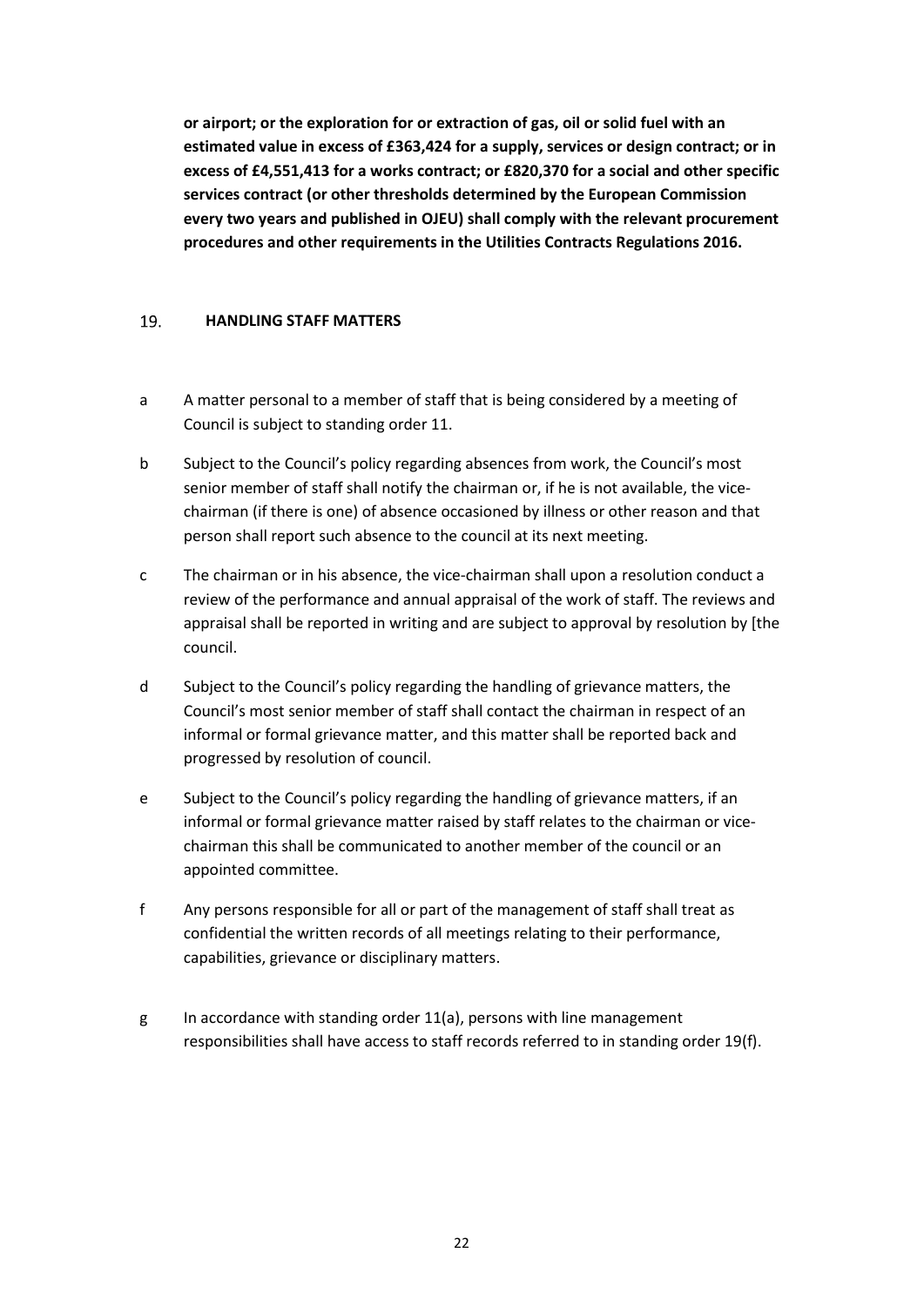**or airport; or the exploration for or extraction of gas, oil or solid fuel with an estimated value in excess of £363,424 for a supply, services or design contract; or in excess of £4,551,413 for a works contract; or £820,370 for a social and other specific services contract (or other thresholds determined by the European Commission every two years and published in OJEU) shall comply with the relevant procurement procedures and other requirements in the Utilities Contracts Regulations 2016.**

## 19. HANDLING STAFF MATTERS

a A matter personal to a member of staff that is being considered by a meeting of Council is subject to standing order 11.

b Subject to the Council's policy regarding absences from work, the Council's most senior member of staff shall notify the chairman or, if he is not available, the vice-chairman (if there is one) of absence occasioned by illness or other reason and that person shall report such absence to the council at its next meeting.

c The chairman or in his absence, the vice-chairman shall upon a resolution conduct a review of the performance and annual appraisal of the work of staff. The reviews and appraisal shall be reported in writing and are subject to approval by resolution by [the council.

d Subject to the Council's policy regarding the handling of grievance matters, the Council's most senior member of staff shall contact the chairman in respect of an informal or formal grievance matter, and this matter shall be reported back and progressed by resolution of council.

e Subject to the Council's policy regarding the handling of grievance matters, if an informal or formal grievance matter raised by staff relates to the chairman or vice-chairman this shall be communicated to another member of the council or an appointed committee.

f Any persons responsible for all or part of the management of staff shall treat as confidential the written records of all meetings relating to their performance, capabilities, grievance or disciplinary matters.

g In accordance with standing order 11(a), persons with line management responsibilities shall have access to staff records referred to in standing order 19(f).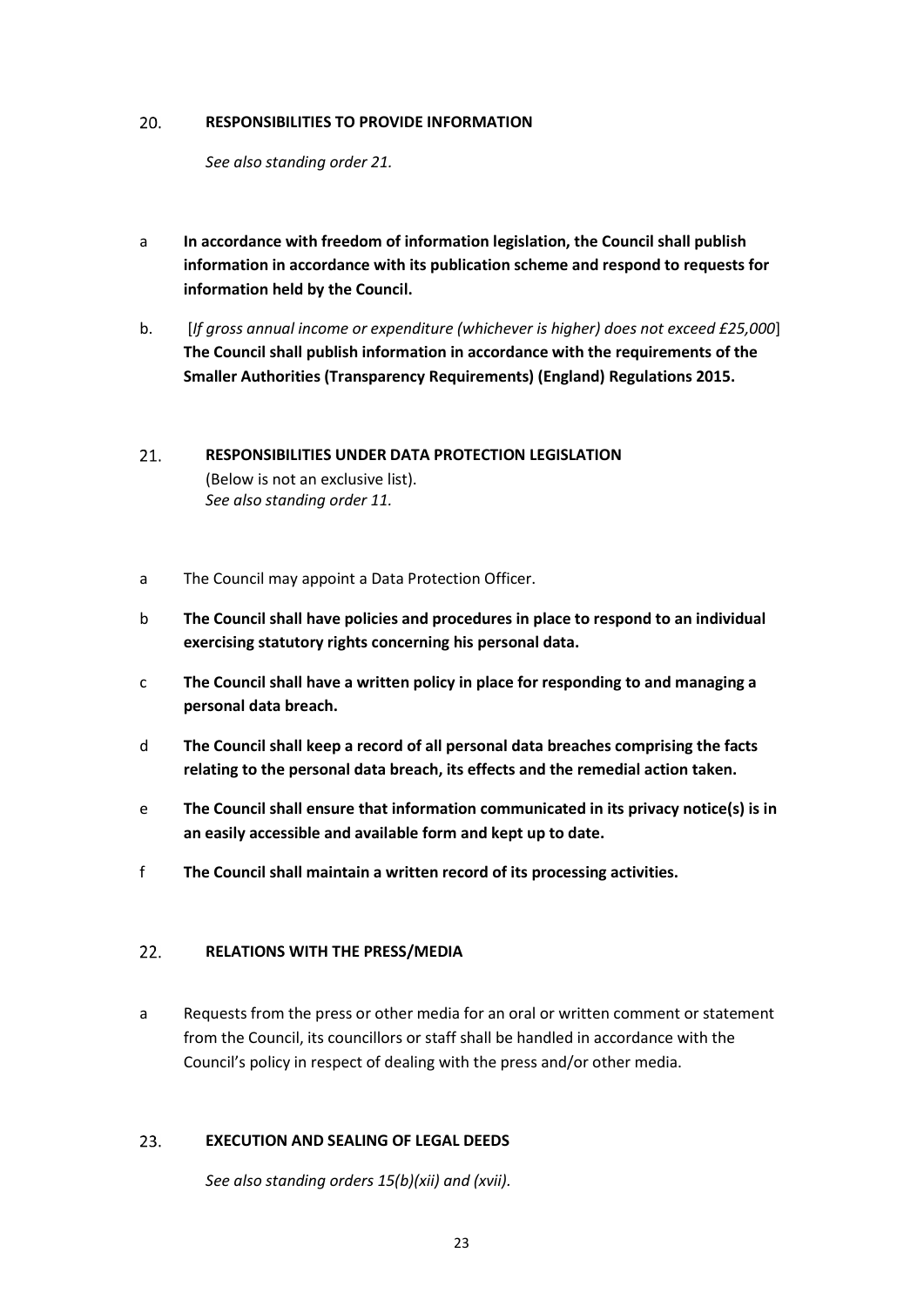## 20. RESPONSIBILITIES TO PROVIDE INFORMATION

*See also standing order 21.*

a **In accordance with freedom of information legislation, the Council shall publish information in accordance with its publication scheme and respond to requests for information held by the Council.**

b. [*If gross annual income or expenditure (whichever is higher) does not exceed £25,000*] **The Council shall publish information in accordance with the requirements of the Smaller Authorities (Transparency Requirements) (England) Regulations 2015.**

## 21. RESPONSIBILITIES UNDER DATA PROTECTION LEGISLATION

(Below is not an exclusive list).
*See also standing order 11.*

a The Council may appoint a Data Protection Officer.

b **The Council shall have policies and procedures in place to respond to an individual exercising statutory rights concerning his personal data.**

c **The Council shall have a written policy in place for responding to and managing a personal data breach.**

d **The Council shall keep a record of all personal data breaches comprising the facts relating to the personal data breach, its effects and the remedial action taken.**

e **The Council shall ensure that information communicated in its privacy notice(s) is in an easily accessible and available form and kept up to date.**

f **The Council shall maintain a written record of its processing activities.**

## 22. RELATIONS WITH THE PRESS/MEDIA

a Requests from the press or other media for an oral or written comment or statement from the Council, its councillors or staff shall be handled in accordance with the Council's policy in respect of dealing with the press and/or other media.

## 23. EXECUTION AND SEALING OF LEGAL DEEDS

*See also standing orders 15(b)(xii) and (xvii).*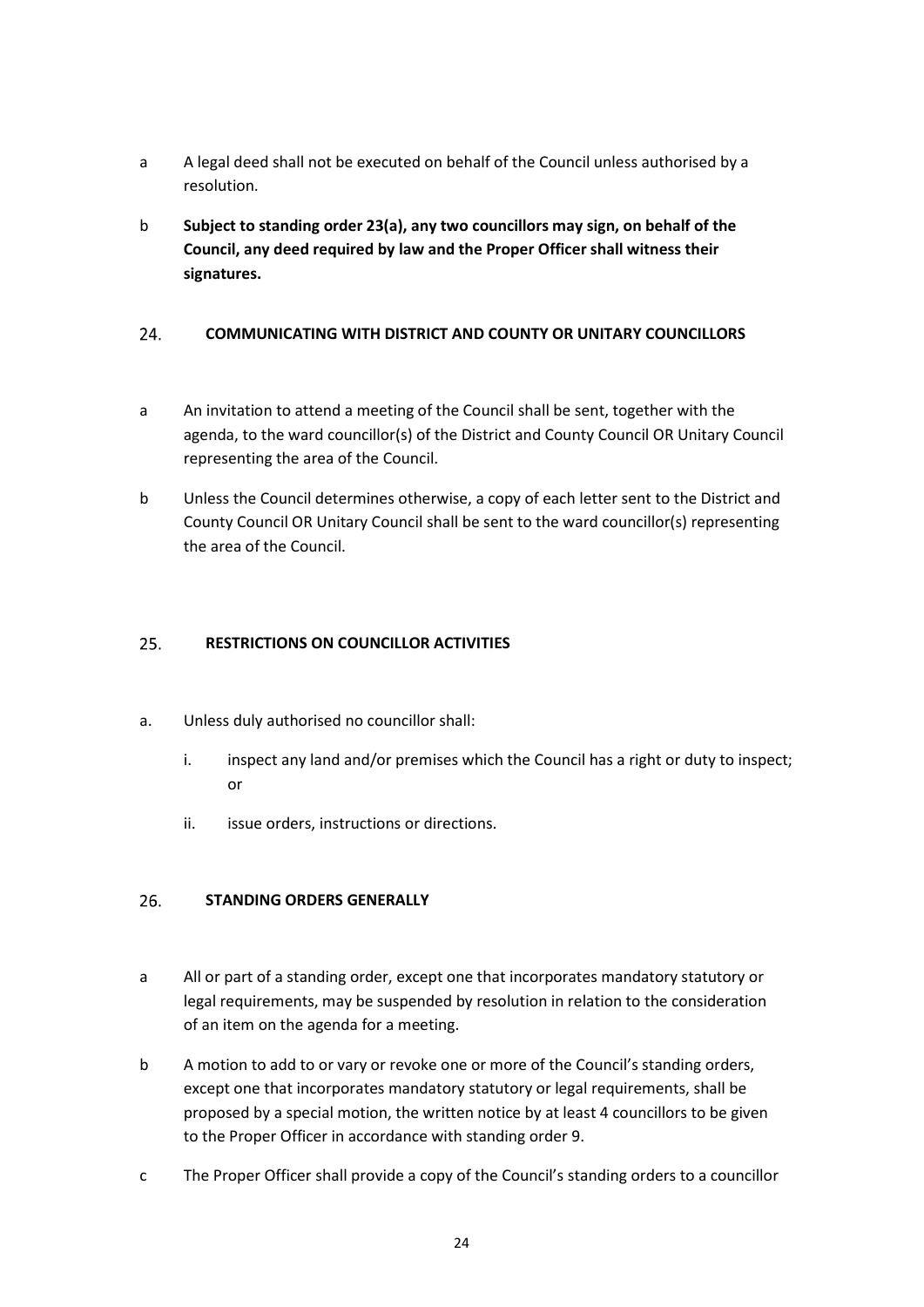a A legal deed shall not be executed on behalf of the Council unless authorised by a resolution.

b **Subject to standing order 23(a), any two councillors may sign, on behalf of the Council, any deed required by law and the Proper Officer shall witness their signatures.**

## 24. COMMUNICATING WITH DISTRICT AND COUNTY OR UNITARY COUNCILLORS

a An invitation to attend a meeting of the Council shall be sent, together with the agenda, to the ward councillor(s) of the District and County Council OR Unitary Council representing the area of the Council.

b Unless the Council determines otherwise, a copy of each letter sent to the District and County Council OR Unitary Council shall be sent to the ward councillor(s) representing the area of the Council.

## 25. RESTRICTIONS ON COUNCILLOR ACTIVITIES

a. Unless duly authorised no councillor shall:

   i. inspect any land and/or premises which the Council has a right or duty to inspect; or

   ii. issue orders, instructions or directions.

## 26. STANDING ORDERS GENERALLY

a All or part of a standing order, except one that incorporates mandatory statutory or legal requirements, may be suspended by resolution in relation to the consideration of an item on the agenda for a meeting.

b A motion to add to or vary or revoke one or more of the Council's standing orders, except one that incorporates mandatory statutory or legal requirements, shall be proposed by a special motion, the written notice by at least 4 councillors to be given to the Proper Officer in accordance with standing order 9.

c The Proper Officer shall provide a copy of the Council's standing orders to a councillor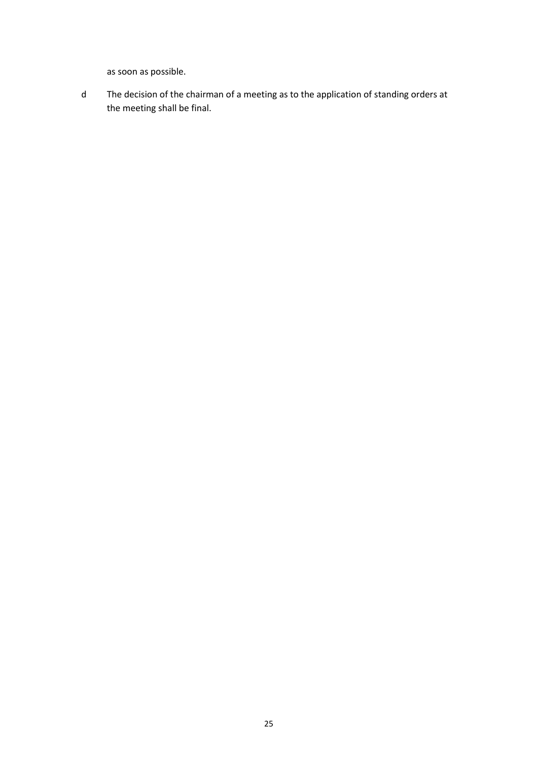as soon as possible.

d The decision of the chairman of a meeting as to the application of standing orders at the meeting shall be final.